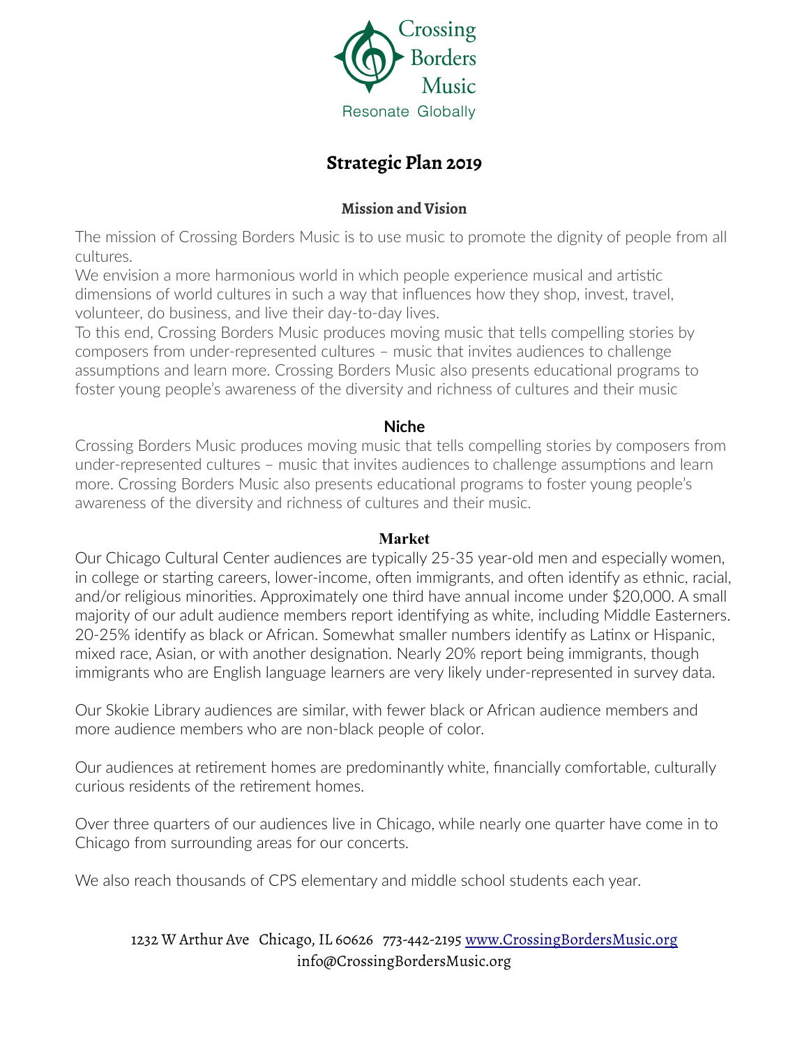Crossing Borders Music

Resonate Globally

# Strategic Plan 2019

## Mission and Vision

The mission of Crossing Borders Music is to use music to promote the dignity of people from all cultures.

We envision a more harmonious world in which people experience musical and artistic dimensions of world cultures in such a way that influences how they shop, invest, travel, volunteer, do business, and live their day-to-day lives.

To this end, Crossing Borders Music produces moving music that tells compelling stories by composers from under-represented cultures – music that invites audiences to challenge assumptions and learn more. Crossing Borders Music also presents educational programs to foster young people's awareness of the diversity and richness of cultures and their music

## Niche

Crossing Borders Music produces moving music that tells compelling stories by composers from under-represented cultures – music that invites audiences to challenge assumptions and learn more. Crossing Borders Music also presents educational programs to foster young people's awareness of the diversity and richness of cultures and their music.

## Market

Our Chicago Cultural Center audiences are typically 25-35 year-old men and especially women, in college or starting careers, lower-income, often immigrants, and often identify as ethnic, racial, and/or religious minorities. Approximately one third have annual income under $20,000. A small majority of our adult audience members report identifying as white, including Middle Easterners. 20-25% identify as black or African. Somewhat smaller numbers identify as Latinx or Hispanic, mixed race, Asian, or with another designation. Nearly 20% report being immigrants, though immigrants who are English language learners are very likely under-represented in survey data.

Our Skokie Library audiences are similar, with fewer black or African audience members and more audience members who are non-black people of color.

Our audiences at retirement homes are predominantly white, financially comfortable, culturally curious residents of the retirement homes.

Over three quarters of our audiences live in Chicago, while nearly one quarter have come in to Chicago from surrounding areas for our concerts.

We also reach thousands of CPS elementary and middle school students each year.

1232 W Arthur Ave Chicago, IL 60626 773-442-2195 www.CrossingBordersMusic.org
info@CrossingBordersMusic.org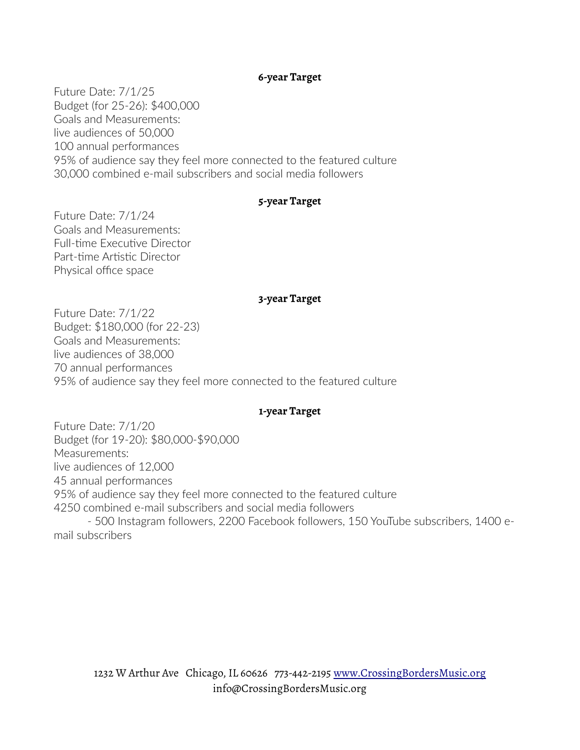**6-year Target**

Future Date: 7/1/25
Budget (for 25-26): $400,000
Goals and Measurements:
live audiences of 50,000
100 annual performances
95% of audience say they feel more connected to the featured culture
30,000 combined e-mail subscribers and social media followers

**5-year Target**

Future Date: 7/1/24
Goals and Measurements:
Full-time Executive Director
Part-time Artistic Director
Physical office space

**3-year Target**

Future Date: 7/1/22
Budget: $180,000 (for 22-23)
Goals and Measurements:
live audiences of 38,000
70 annual performances
95% of audience say they feel more connected to the featured culture

**1-year Target**

Future Date: 7/1/20
Budget (for 19-20): $80,000-$90,000
Measurements:
live audiences of 12,000
45 annual performances
95% of audience say they feel more connected to the featured culture
4250 combined e-mail subscribers and social media followers

- 500 Instagram followers, 2200 Facebook followers, 150 YouTube subscribers, 1400 e-mail subscribers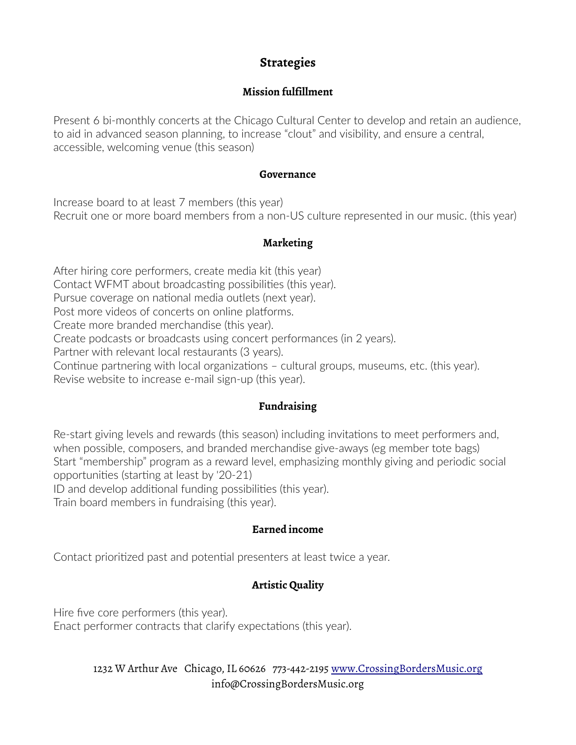# Strategies

## Mission fulfillment

Present 6 bi-monthly concerts at the Chicago Cultural Center to develop and retain an audience, to aid in advanced season planning, to increase "clout" and visibility, and ensure a central, accessible, welcoming venue (this season)

## Governance

Increase board to at least 7 members (this year)
Recruit one or more board members from a non-US culture represented in our music. (this year)

## Marketing

After hiring core performers, create media kit (this year)
Contact WFMT about broadcasting possibilities (this year).
Pursue coverage on national media outlets (next year).
Post more videos of concerts on online platforms.
Create more branded merchandise (this year).
Create podcasts or broadcasts using concert performances (in 2 years).
Partner with relevant local restaurants (3 years).
Continue partnering with local organizations – cultural groups, museums, etc. (this year).
Revise website to increase e-mail sign-up (this year).

## Fundraising

Re-start giving levels and rewards (this season) including invitations to meet performers and, when possible, composers, and branded merchandise give-aways (eg member tote bags)
Start "membership" program as a reward level, emphasizing monthly giving and periodic social opportunities (starting at least by '20-21)
ID and develop additional funding possibilities (this year).
Train board members in fundraising (this year).

## Earned income

Contact prioritized past and potential presenters at least twice a year.

## Artistic Quality

Hire five core performers (this year).
Enact performer contracts that clarify expectations (this year).

1232 W Arthur Ave Chicago, IL 60626 773-442-2195 www.CrossingBordersMusic.org
info@CrossingBordersMusic.org